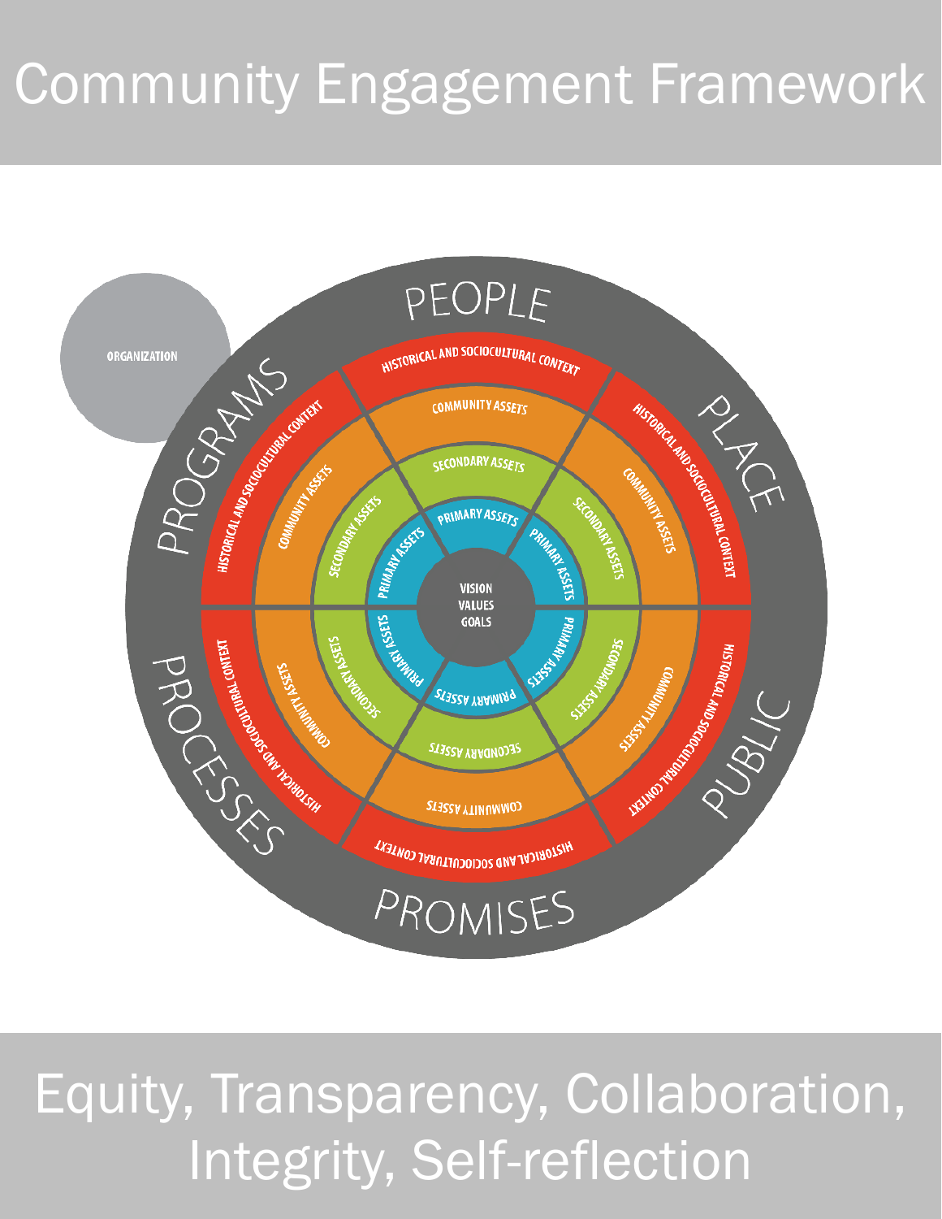# Community Engagement Framework

ORGANIZATION

PEOPLE

PLACE

PUBLIC

PROMISES

PROCESSES

PROGRAMS

HISTORICAL AND SOCIOCULTURAL CONTEXT

COMMUNITY ASSETS

SECONDARY ASSETS

PRIMARY ASSETS

VISION
VALUES
GOALS

Equity, Transparency, Collaboration, Integrity, Self-reflection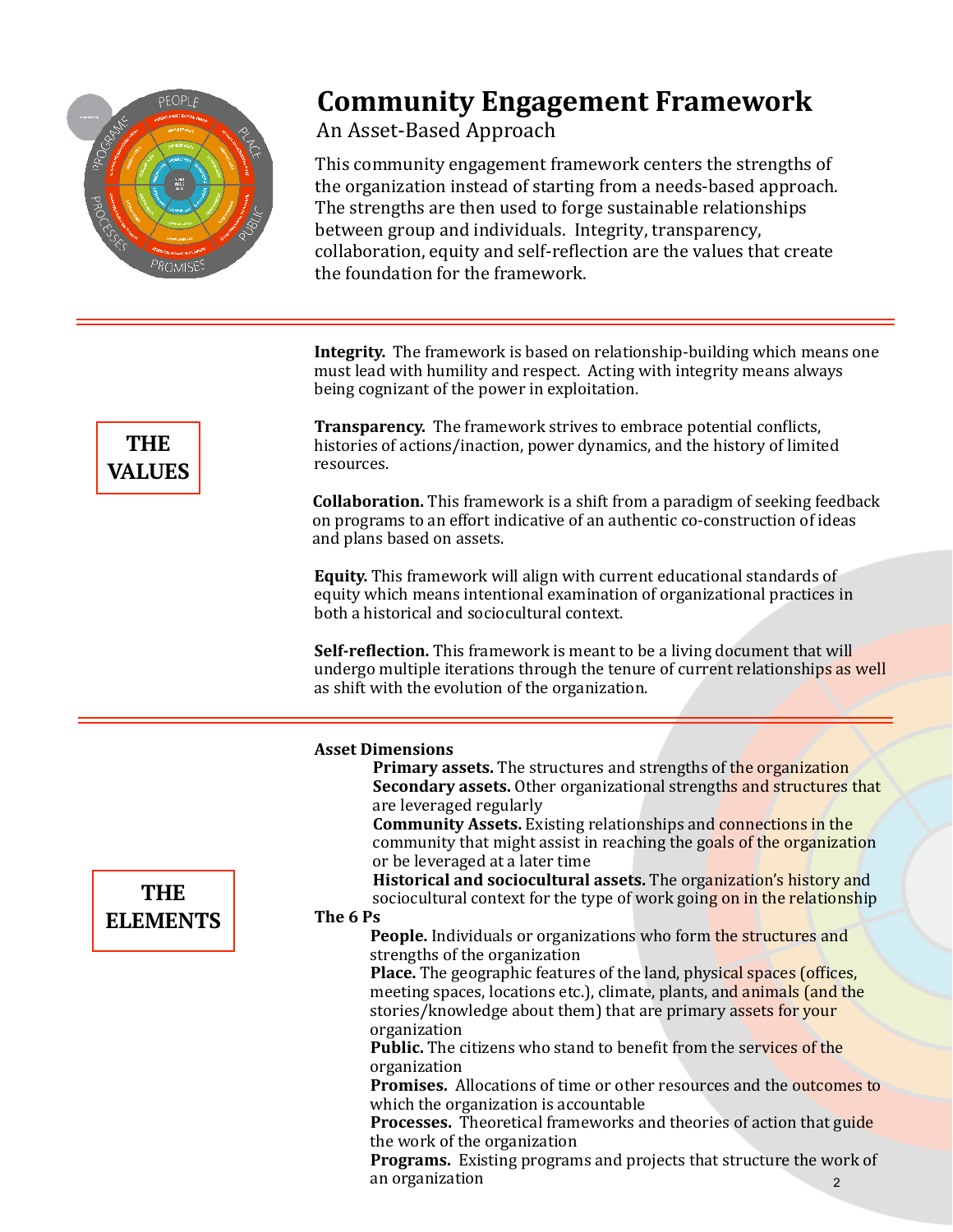# Community Engagement Framework

## An Asset-Based Approach

This community engagement framework centers the strengths of the organization instead of starting from a needs-based approach. The strengths are then used to forge sustainable relationships between group and individuals. Integrity, transparency, collaboration, equity and self-reflection are the values that create the foundation for the framework.

## THE VALUES

**Integrity.** The framework is based on relationship-building which means one must lead with humility and respect. Acting with integrity means always being cognizant of the power in exploitation.

**Transparency.** The framework strives to embrace potential conflicts, histories of actions/inaction, power dynamics, and the history of limited resources.

**Collaboration.** This framework is a shift from a paradigm of seeking feedback on programs to an effort indicative of an authentic co-construction of ideas and plans based on assets.

**Equity.** This framework will align with current educational standards of equity which means intentional examination of organizational practices in both a historical and sociocultural context.

**Self-reflection.** This framework is meant to be a living document that will undergo multiple iterations through the tenure of current relationships as well as shift with the evolution of the organization.

## THE ELEMENTS

**Asset Dimensions**

- **Primary assets.** The structures and strengths of the organization
- **Secondary assets.** Other organizational strengths and structures that are leveraged regularly
- **Community Assets.** Existing relationships and connections in the community that might assist in reaching the goals of the organization or be leveraged at a later time
- **Historical and sociocultural assets.** The organization's history and sociocultural context for the type of work going on in the relationship

**The 6 Ps**

- **People.** Individuals or organizations who form the structures and strengths of the organization
- **Place.** The geographic features of the land, physical spaces (offices, meeting spaces, locations etc.), climate, plants, and animals (and the stories/knowledge about them) that are primary assets for your organization
- **Public.** The citizens who stand to benefit from the services of the organization
- **Promises.** Allocations of time or other resources and the outcomes to which the organization is accountable
- **Processes.** Theoretical frameworks and theories of action that guide the work of the organization
- **Programs.** Existing programs and projects that structure the work of an organization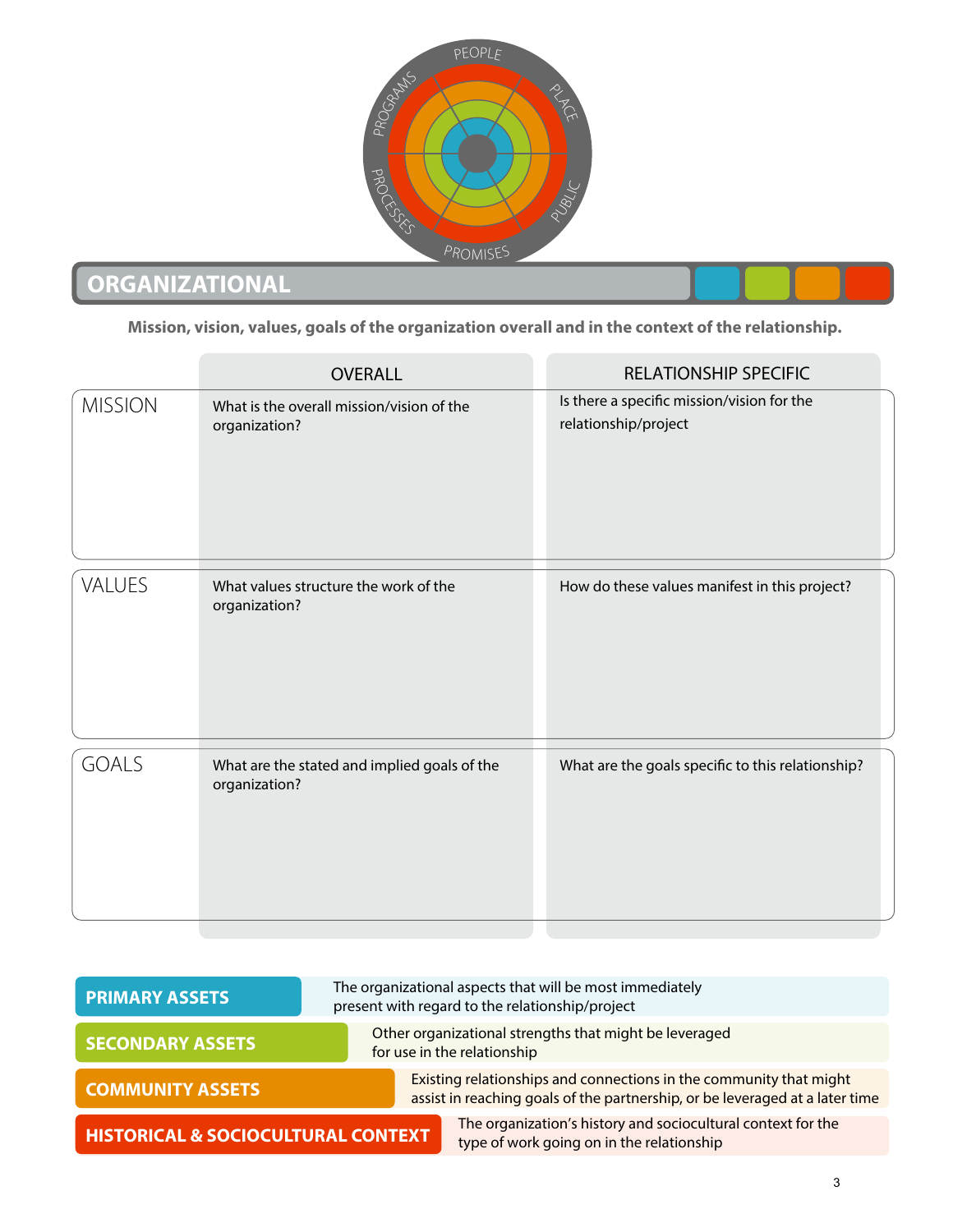## ORGANIZATIONAL

**Mission, vision, values, goals of the organization overall and in the context of the relationship.**

| | OVERALL | RELATIONSHIP SPECIFIC |
|---|---|---|
| MISSION | What is the overall mission/vision of the organization? | Is there a specific mission/vision for the relationship/project |
| VALUES | What values structure the work of the organization? | How do these values manifest in this project? |
| GOALS | What are the stated and implied goals of the organization? | What are the goals specific to this relationship? |

| | |
|---|---|
| **PRIMARY ASSETS** | The organizational aspects that will be most immediately present with regard to the relationship/project |
| **SECONDARY ASSETS** | Other organizational strengths that might be leveraged for use in the relationship |
| **COMMUNITY ASSETS** | Existing relationships and connections in the community that might assist in reaching goals of the partnership, or be leveraged at a later time |
| **HISTORICAL & SOCIOCULTURAL CONTEXT** | The organization's history and sociocultural context for the type of work going on in the relationship |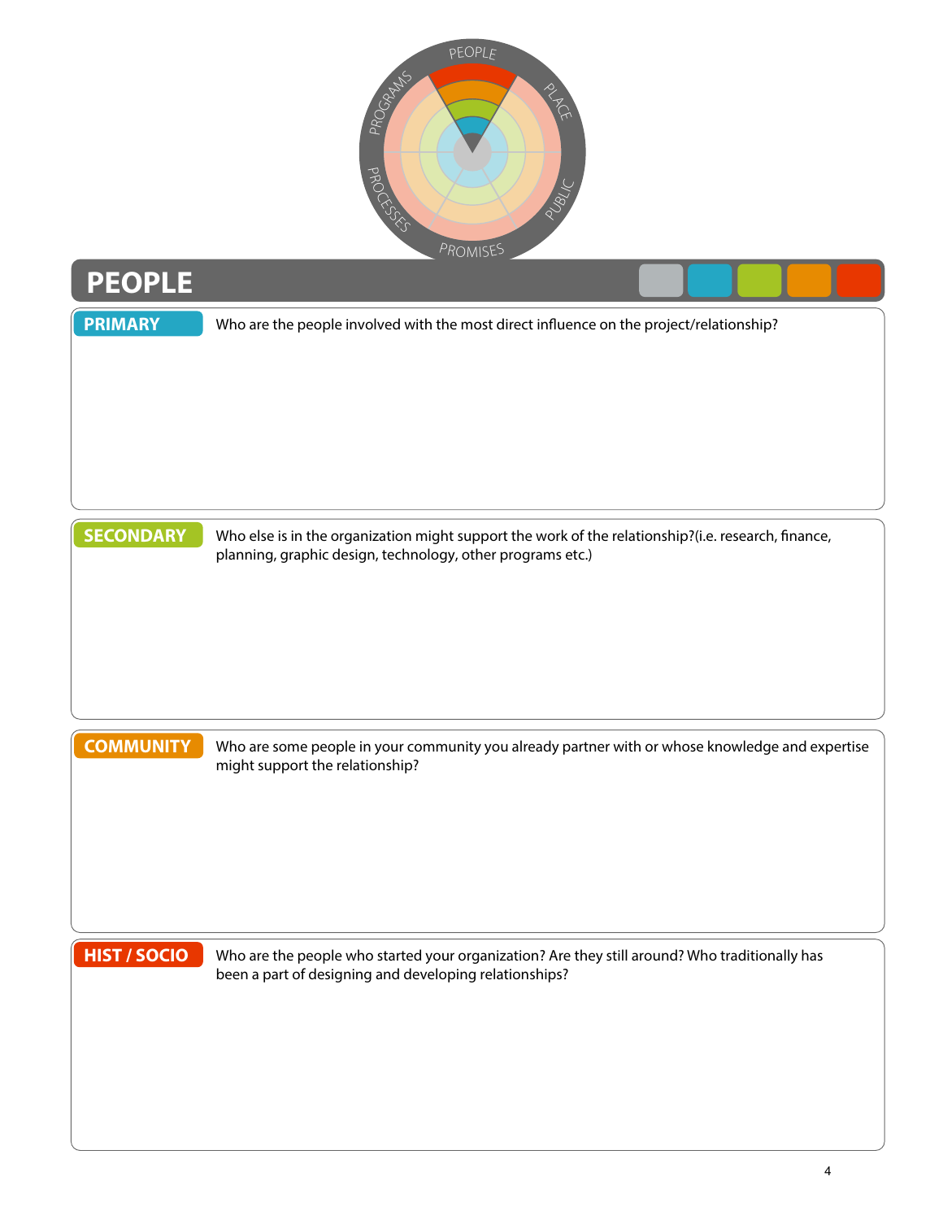# PEOPLE

**PRIMARY**

Who are the people involved with the most direct influence on the project/relationship?

**SECONDARY**

Who else is in the organization might support the work of the relationship?(i.e. research, finance, planning, graphic design, technology, other programs etc.)

**COMMUNITY**

Who are some people in your community you already partner with or whose knowledge and expertise might support the relationship?

**HIST / SOCIO**

Who are the people who started your organization? Are they still around? Who traditionally has been a part of designing and developing relationships?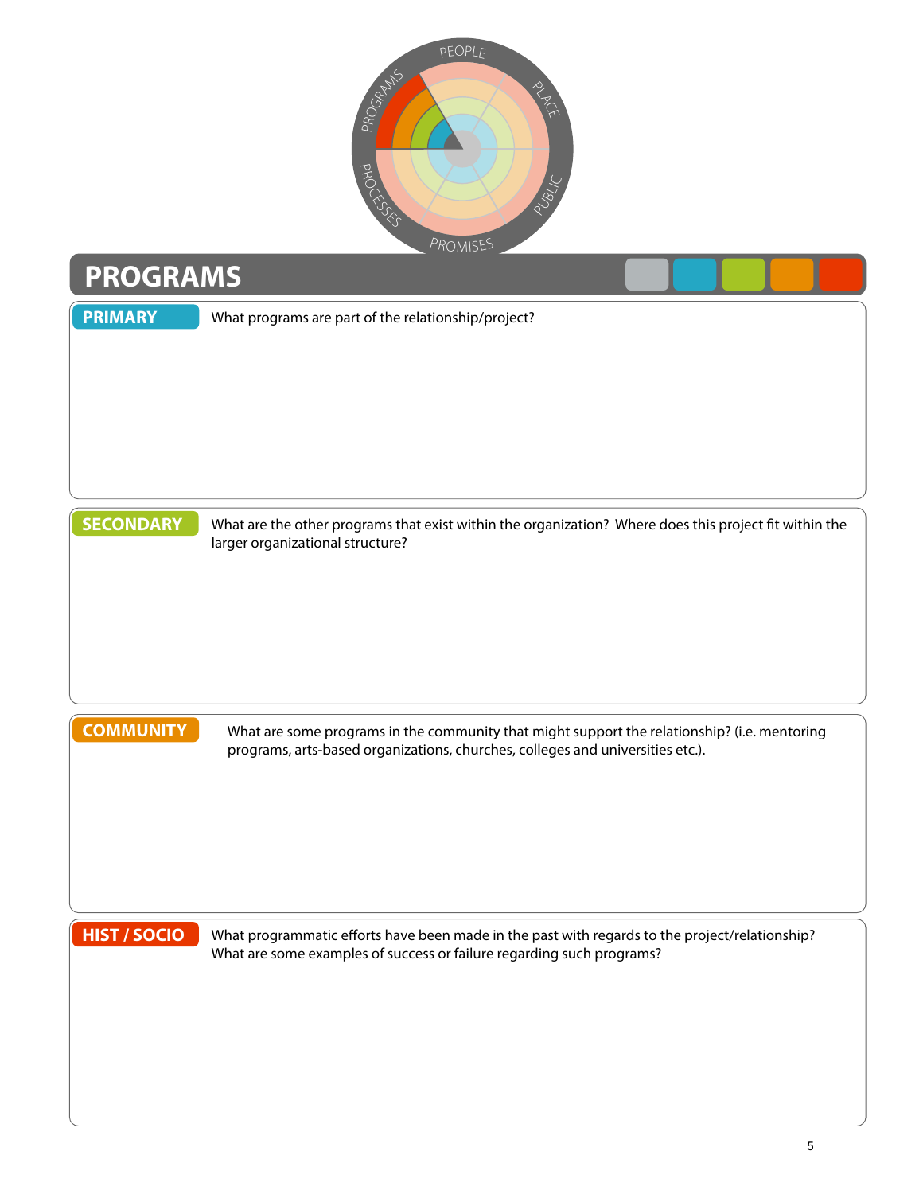# PROGRAMS

**PRIMARY** What programs are part of the relationship/project?

**SECONDARY** What are the other programs that exist within the organization? Where does this project fit within the larger organizational structure?

**COMMUNITY** What are some programs in the community that might support the relationship? (i.e. mentoring programs, arts-based organizations, churches, colleges and universities etc.).

**HIST / SOCIO** What programmatic efforts have been made in the past with regards to the project/relationship? What are some examples of success or failure regarding such programs?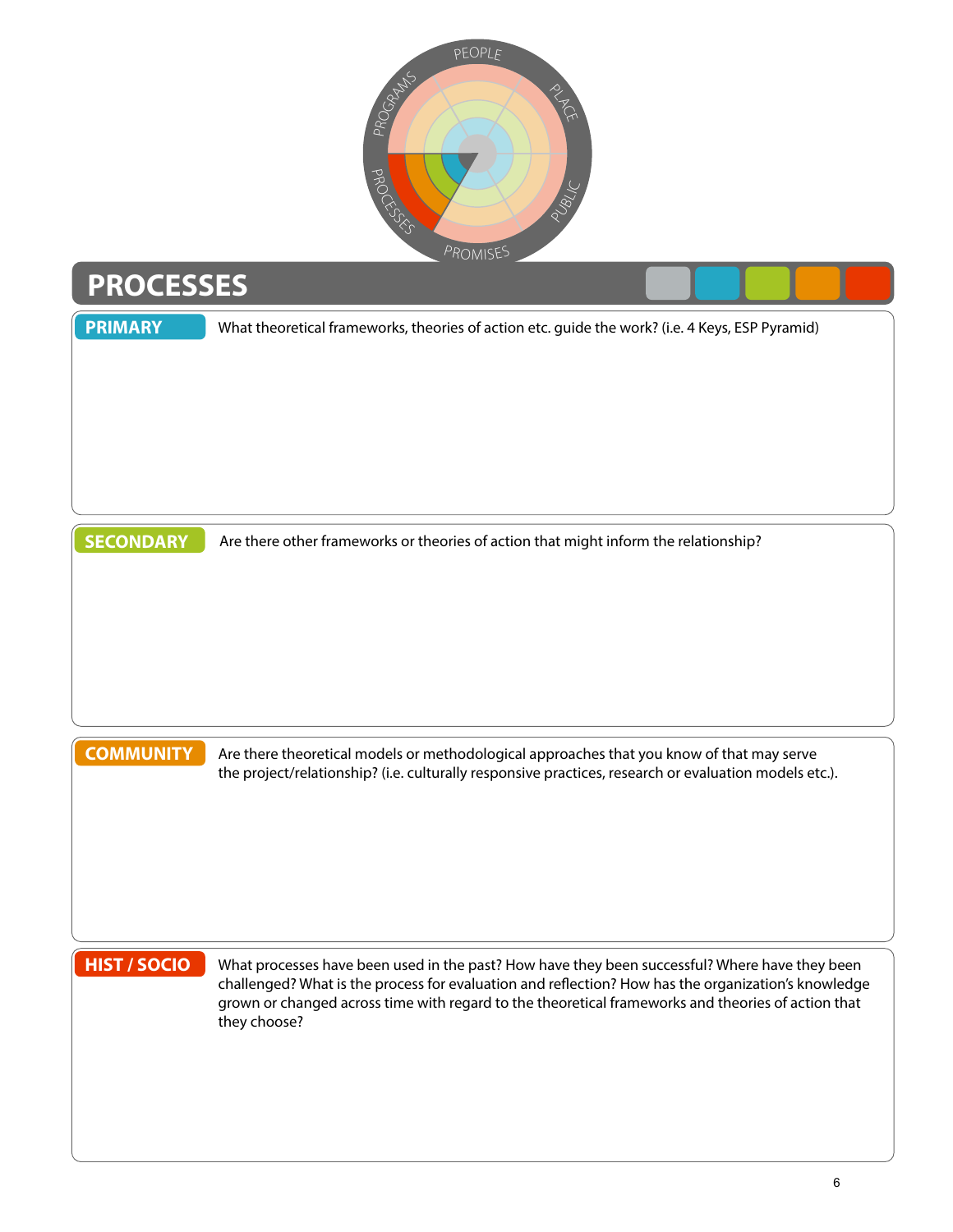# PROCESSES

**PRIMARY** What theoretical frameworks, theories of action etc. guide the work? (i.e. 4 Keys, ESP Pyramid)

**SECONDARY** Are there other frameworks or theories of action that might inform the relationship?

**COMMUNITY** Are there theoretical models or methodological approaches that you know of that may serve the project/relationship? (i.e. culturally responsive practices, research or evaluation models etc.).

**HIST / SOCIO** What processes have been used in the past? How have they been successful? Where have they been challenged? What is the process for evaluation and reflection? How has the organization's knowledge grown or changed across time with regard to the theoretical frameworks and theories of action that they choose?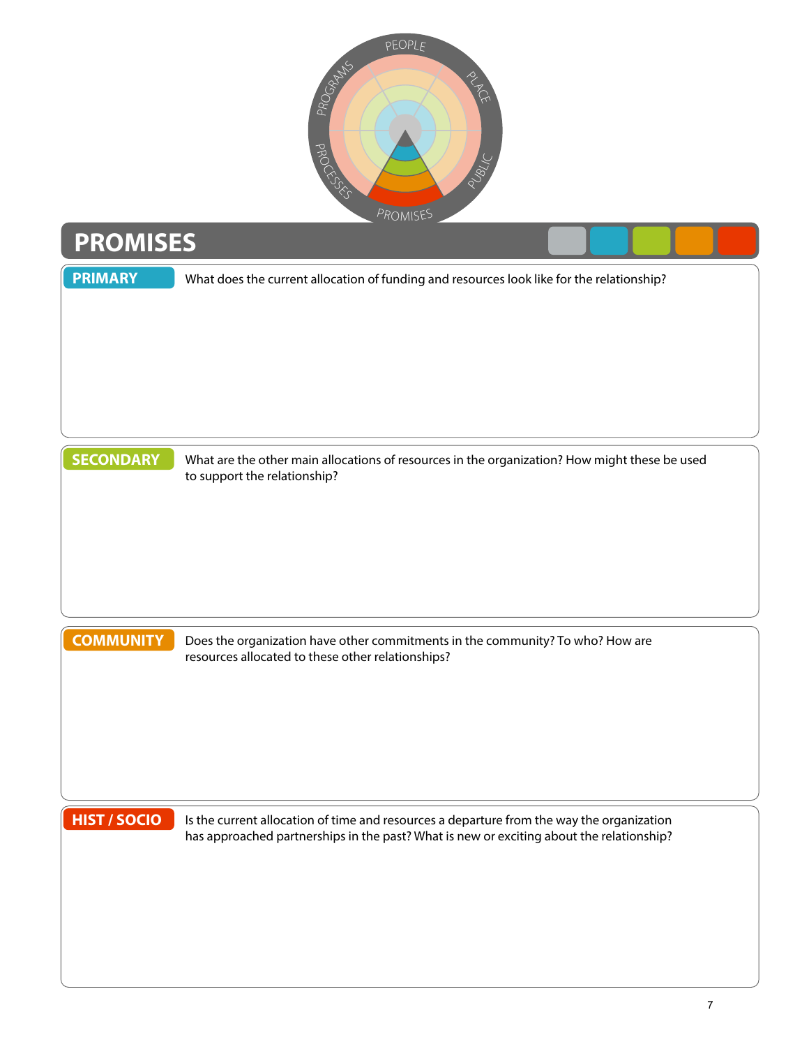# PROMISES

**PRIMARY** What does the current allocation of funding and resources look like for the relationship?

**SECONDARY** What are the other main allocations of resources in the organization? How might these be used to support the relationship?

**COMMUNITY** Does the organization have other commitments in the community? To who? How are resources allocated to these other relationships?

**HIST / SOCIO** Is the current allocation of time and resources a departure from the way the organization has approached partnerships in the past? What is new or exciting about the relationship?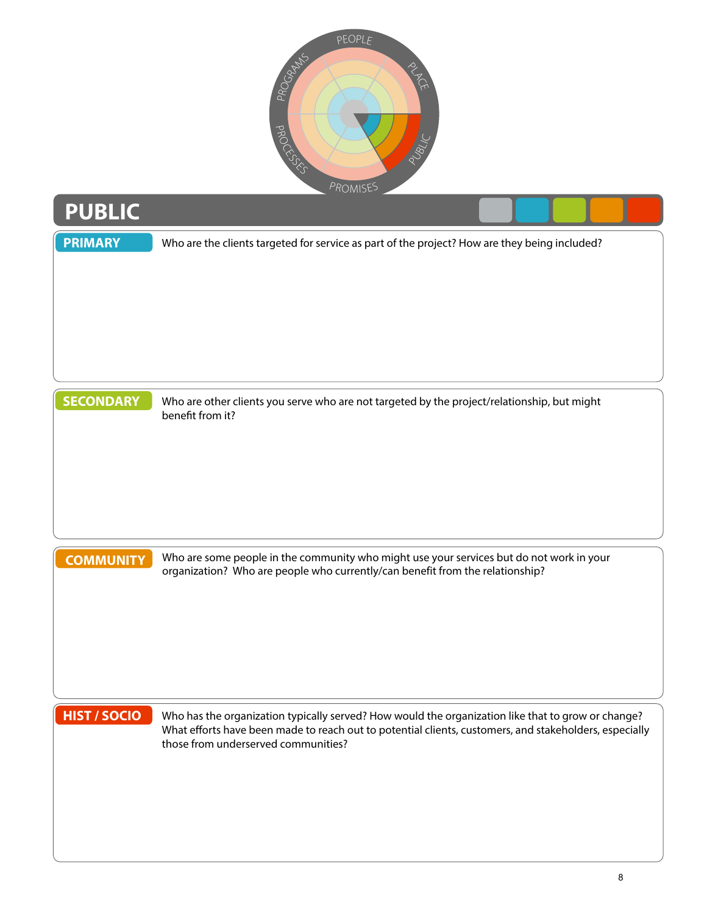# PUBLIC

**PRIMARY**

Who are the clients targeted for service as part of the project? How are they being included?

**SECONDARY**

Who are other clients you serve who are not targeted by the project/relationship, but might benefit from it?

**COMMUNITY**

Who are some people in the community who might use your services but do not work in your organization? Who are people who currently/can benefit from the relationship?

**HIST / SOCIO**

Who has the organization typically served? How would the organization like that to grow or change? What efforts have been made to reach out to potential clients, customers, and stakeholders, especially those from underserved communities?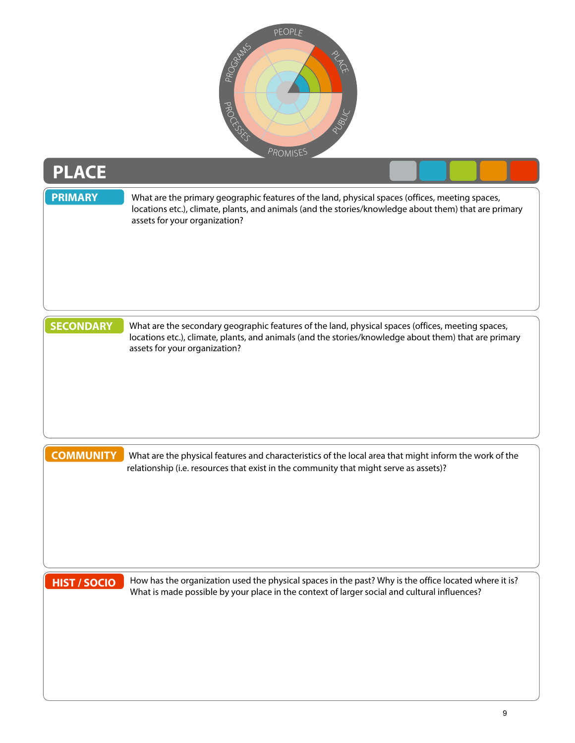PEOPLE

PLACE

PUBLIC

PROMISES

PROCESSES

PROGRAMS

# PLACE

**PRIMARY** What are the primary geographic features of the land, physical spaces (offices, meeting spaces, locations etc.), climate, plants, and animals (and the stories/knowledge about them) that are primary assets for your organization?

**SECONDARY** What are the secondary geographic features of the land, physical spaces (offices, meeting spaces, locations etc.), climate, plants, and animals (and the stories/knowledge about them) that are primary assets for your organization?

**COMMUNITY** What are the physical features and characteristics of the local area that might inform the work of the relationship (i.e. resources that exist in the community that might serve as assets)?

**HIST / SOCIO** How has the organization used the physical spaces in the past? Why is the office located where it is? What is made possible by your place in the context of larger social and cultural influences?